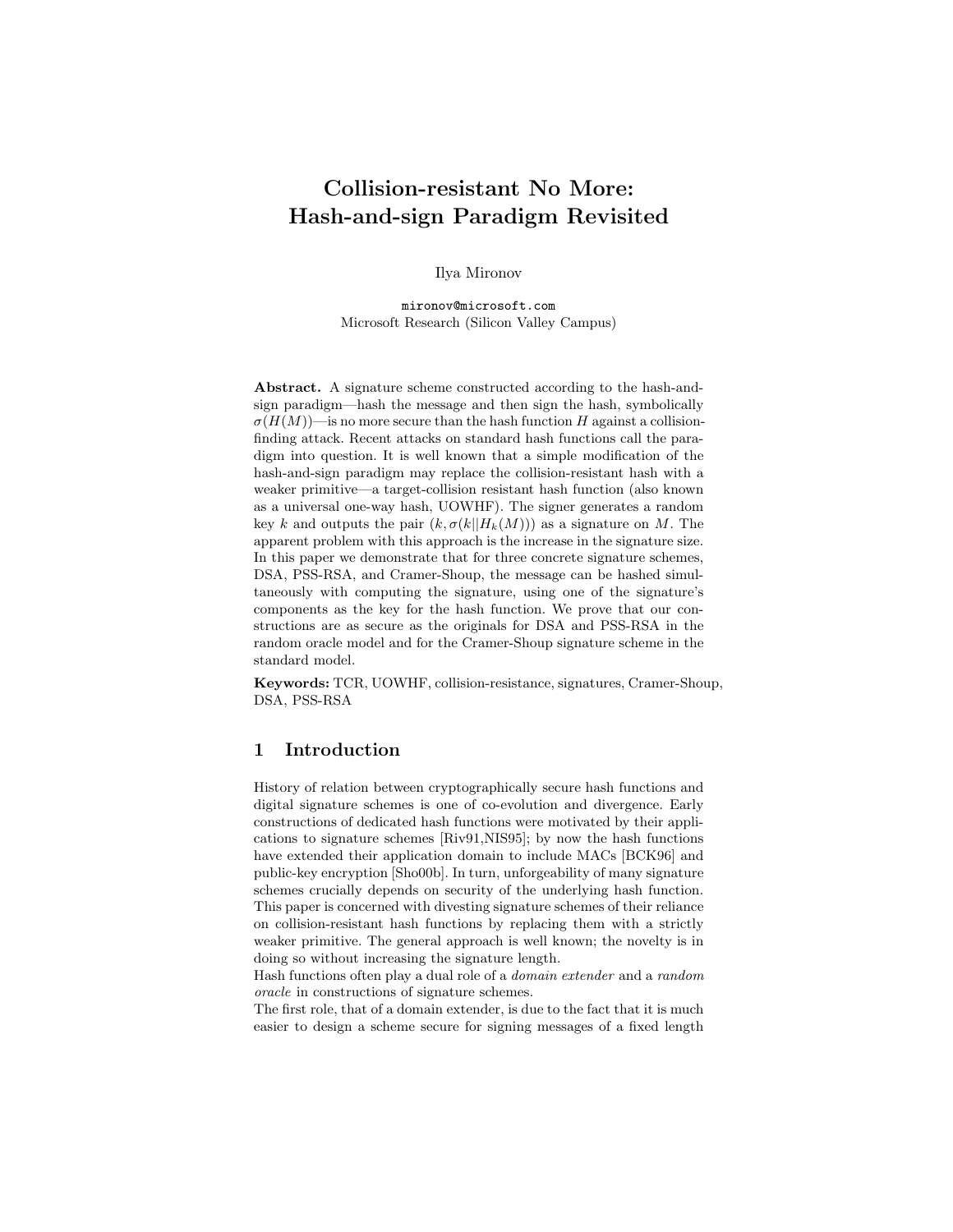# Collision-resistant No More: Hash-and-sign Paradigm Revisited

Ilya Mironov

mironov@microsoft.com
Microsoft Research (Silicon Valley Campus)

**Abstract.** A signature scheme constructed according to the hash-and-sign paradigm—hash the message and then sign the hash, symbolically $\sigma(H(M))$—is no more secure than the hash function $H$ against a collision-finding attack. Recent attacks on standard hash functions call the paradigm into question. It is well known that a simple modification of the hash-and-sign paradigm may replace the collision-resistant hash with a weaker primitive—a target-collision resistant hash function (also known as a universal one-way hash, UOWHF). The signer generates a random key $k$ and outputs the pair $(k, \sigma(k||H_k(M)))$ as a signature on $M$. The apparent problem with this approach is the increase in the signature size. In this paper we demonstrate that for three concrete signature schemes, DSA, PSS-RSA, and Cramer-Shoup, the message can be hashed simultaneously with computing the signature, using one of the signature's components as the key for the hash function. We prove that our constructions are as secure as the originals for DSA and PSS-RSA in the random oracle model and for the Cramer-Shoup signature scheme in the standard model.

**Keywords:** TCR, UOWHF, collision-resistance, signatures, Cramer-Shoup, DSA, PSS-RSA

## 1 Introduction

History of relation between cryptographically secure hash functions and digital signature schemes is one of co-evolution and divergence. Early constructions of dedicated hash functions were motivated by their applications to signature schemes [Riv91,NIS95]; by now the hash functions have extended their application domain to include MACs [BCK96] and public-key encryption [Sho00b]. In turn, unforgeability of many signature schemes crucially depends on security of the underlying hash function. This paper is concerned with divesting signature schemes of their reliance on collision-resistant hash functions by replacing them with a strictly weaker primitive. The general approach is well known; the novelty is in doing so without increasing the signature length.

Hash functions often play a dual role of a *domain extender* and a *random oracle* in constructions of signature schemes.

The first role, that of a domain extender, is due to the fact that it is much easier to design a scheme secure for signing messages of a fixed length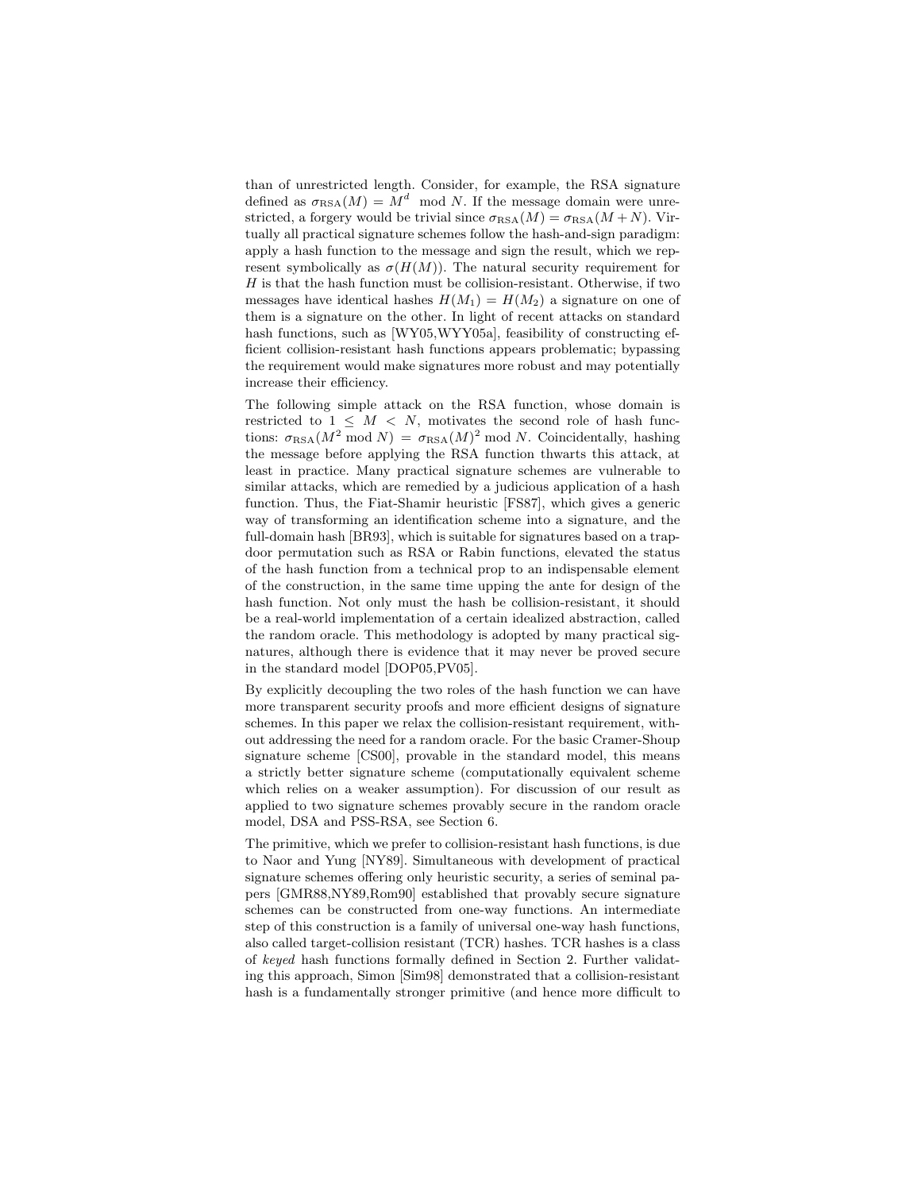than of unrestricted length. Consider, for example, the RSA signature defined as $\sigma_{\mathrm{RSA}}(M) = M^d \mod N$. If the message domain were unrestricted, a forgery would be trivial since $\sigma_{\mathrm{RSA}}(M) = \sigma_{\mathrm{RSA}}(M+N)$. Virtually all practical signature schemes follow the hash-and-sign paradigm: apply a hash function to the message and sign the result, which we represent symbolically as $\sigma(H(M))$. The natural security requirement for $H$ is that the hash function must be collision-resistant. Otherwise, if two messages have identical hashes $H(M_1) = H(M_2)$ a signature on one of them is a signature on the other. In light of recent attacks on standard hash functions, such as [WY05,WYY05a], feasibility of constructing efficient collision-resistant hash functions appears problematic; bypassing the requirement would make signatures more robust and may potentially increase their efficiency.

The following simple attack on the RSA function, whose domain is restricted to $1 \leq M < N$, motivates the second role of hash functions: $\sigma_{\mathrm{RSA}}(M^2 \bmod N) = \sigma_{\mathrm{RSA}}(M)^2 \bmod N$. Coincidentally, hashing the message before applying the RSA function thwarts this attack, at least in practice. Many practical signature schemes are vulnerable to similar attacks, which are remedied by a judicious application of a hash function. Thus, the Fiat-Shamir heuristic [FS87], which gives a generic way of transforming an identification scheme into a signature, and the full-domain hash [BR93], which is suitable for signatures based on a trapdoor permutation such as RSA or Rabin functions, elevated the status of the hash function from a technical prop to an indispensable element of the construction, in the same time upping the ante for design of the hash function. Not only must the hash be collision-resistant, it should be a real-world implementation of a certain idealized abstraction, called the random oracle. This methodology is adopted by many practical signatures, although there is evidence that it may never be proved secure in the standard model [DOP05,PV05].

By explicitly decoupling the two roles of the hash function we can have more transparent security proofs and more efficient designs of signature schemes. In this paper we relax the collision-resistant requirement, without addressing the need for a random oracle. For the basic Cramer-Shoup signature scheme [CS00], provable in the standard model, this means a strictly better signature scheme (computationally equivalent scheme which relies on a weaker assumption). For discussion of our result as applied to two signature schemes provably secure in the random oracle model, DSA and PSS-RSA, see Section 6.

The primitive, which we prefer to collision-resistant hash functions, is due to Naor and Yung [NY89]. Simultaneous with development of practical signature schemes offering only heuristic security, a series of seminal papers [GMR88,NY89,Rom90] established that provably secure signature schemes can be constructed from one-way functions. An intermediate step of this construction is a family of universal one-way hash functions, also called target-collision resistant (TCR) hashes. TCR hashes is a class of *keyed* hash functions formally defined in Section 2. Further validating this approach, Simon [Sim98] demonstrated that a collision-resistant hash is a fundamentally stronger primitive (and hence more difficult to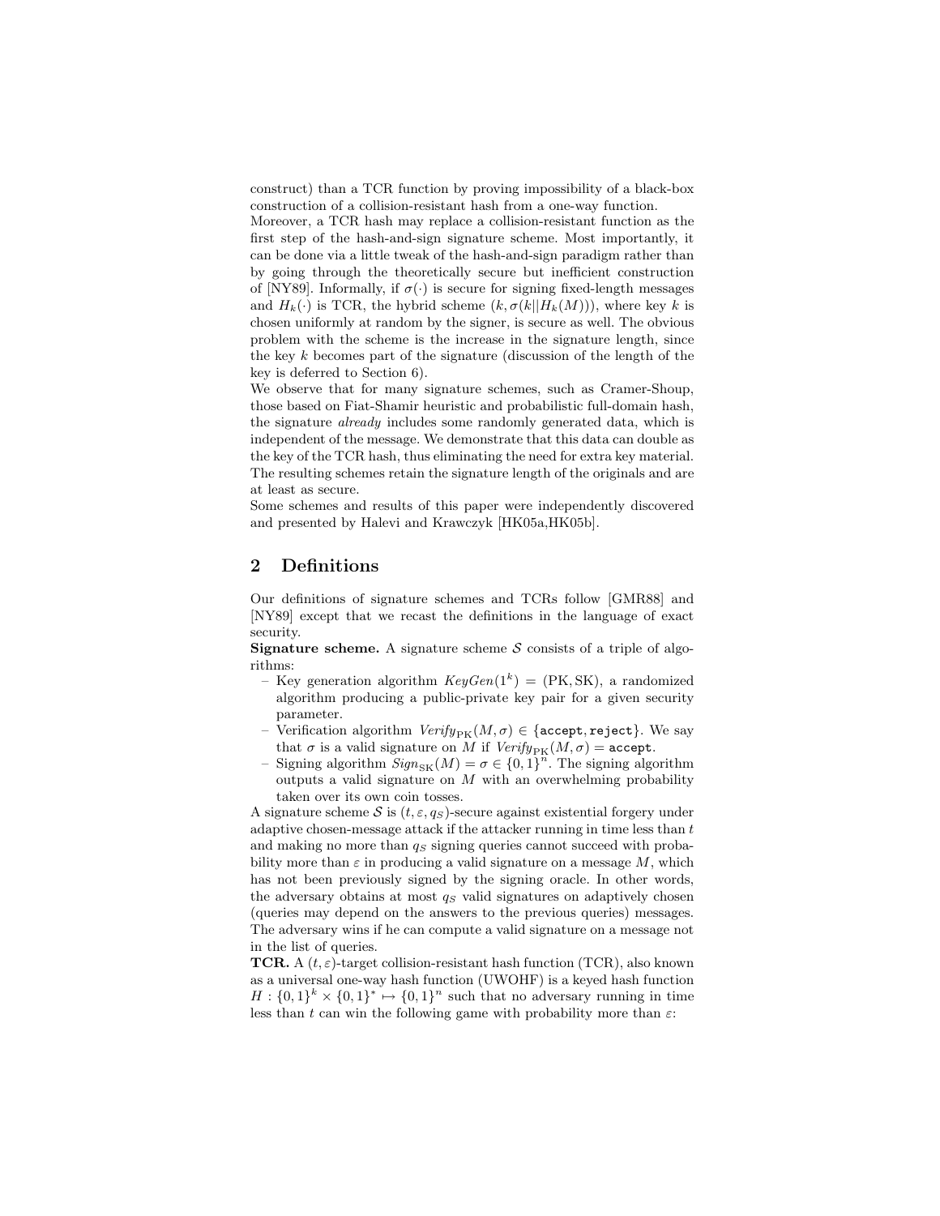construct) than a TCR function by proving impossibility of a black-box construction of a collision-resistant hash from a one-way function.

Moreover, a TCR hash may replace a collision-resistant function as the first step of the hash-and-sign signature scheme. Most importantly, it can be done via a little tweak of the hash-and-sign paradigm rather than by going through the theoretically secure but inefficient construction of [NY89]. Informally, if $\sigma(\cdot)$ is secure for signing fixed-length messages and $H_k(\cdot)$ is TCR, the hybrid scheme $(k, \sigma(k||H_k(M)))$, where key $k$ is chosen uniformly at random by the signer, is secure as well. The obvious problem with the scheme is the increase in the signature length, since the key $k$ becomes part of the signature (discussion of the length of the key is deferred to Section 6).

We observe that for many signature schemes, such as Cramer-Shoup, those based on Fiat-Shamir heuristic and probabilistic full-domain hash, the signature *already* includes some randomly generated data, which is independent of the message. We demonstrate that this data can double as the key of the TCR hash, thus eliminating the need for extra key material. The resulting schemes retain the signature length of the originals and are at least as secure.

Some schemes and results of this paper were independently discovered and presented by Halevi and Krawczyk [HK05a,HK05b].

## 2 Definitions

Our definitions of signature schemes and TCRs follow [GMR88] and [NY89] except that we recast the definitions in the language of exact security.

**Signature scheme.** A signature scheme $\mathcal{S}$ consists of a triple of algorithms:

- Key generation algorithm $KeyGen(1^k) = (\mathrm{PK}, \mathrm{SK})$, a randomized algorithm producing a public-private key pair for a given security parameter.
- Verification algorithm $Verify_{\mathrm{PK}}(M, \sigma) \in \{\texttt{accept}, \texttt{reject}\}$. We say that $\sigma$ is a valid signature on $M$ if $Verify_{\mathrm{PK}}(M, \sigma) = \texttt{accept}$.
- Signing algorithm $Sign_{\mathrm{SK}}(M) = \sigma \in \{0,1\}^n$. The signing algorithm outputs a valid signature on $M$ with an overwhelming probability taken over its own coin tosses.

A signature scheme $\mathcal{S}$ is $(t, \varepsilon, q_S)$-secure against existential forgery under adaptive chosen-message attack if the attacker running in time less than $t$ and making no more than $q_S$ signing queries cannot succeed with probability more than $\varepsilon$ in producing a valid signature on a message $M$, which has not been previously signed by the signing oracle. In other words, the adversary obtains at most $q_S$ valid signatures on adaptively chosen (queries may depend on the answers to the previous queries) messages. The adversary wins if he can compute a valid signature on a message not in the list of queries.

**TCR.** A $(t, \varepsilon)$-target collision-resistant hash function (TCR), also known as a universal one-way hash function (UWOHF) is a keyed hash function $H : \{0,1\}^k \times \{0,1\}^* \mapsto \{0,1\}^n$ such that no adversary running in time less than $t$ can win the following game with probability more than $\varepsilon$: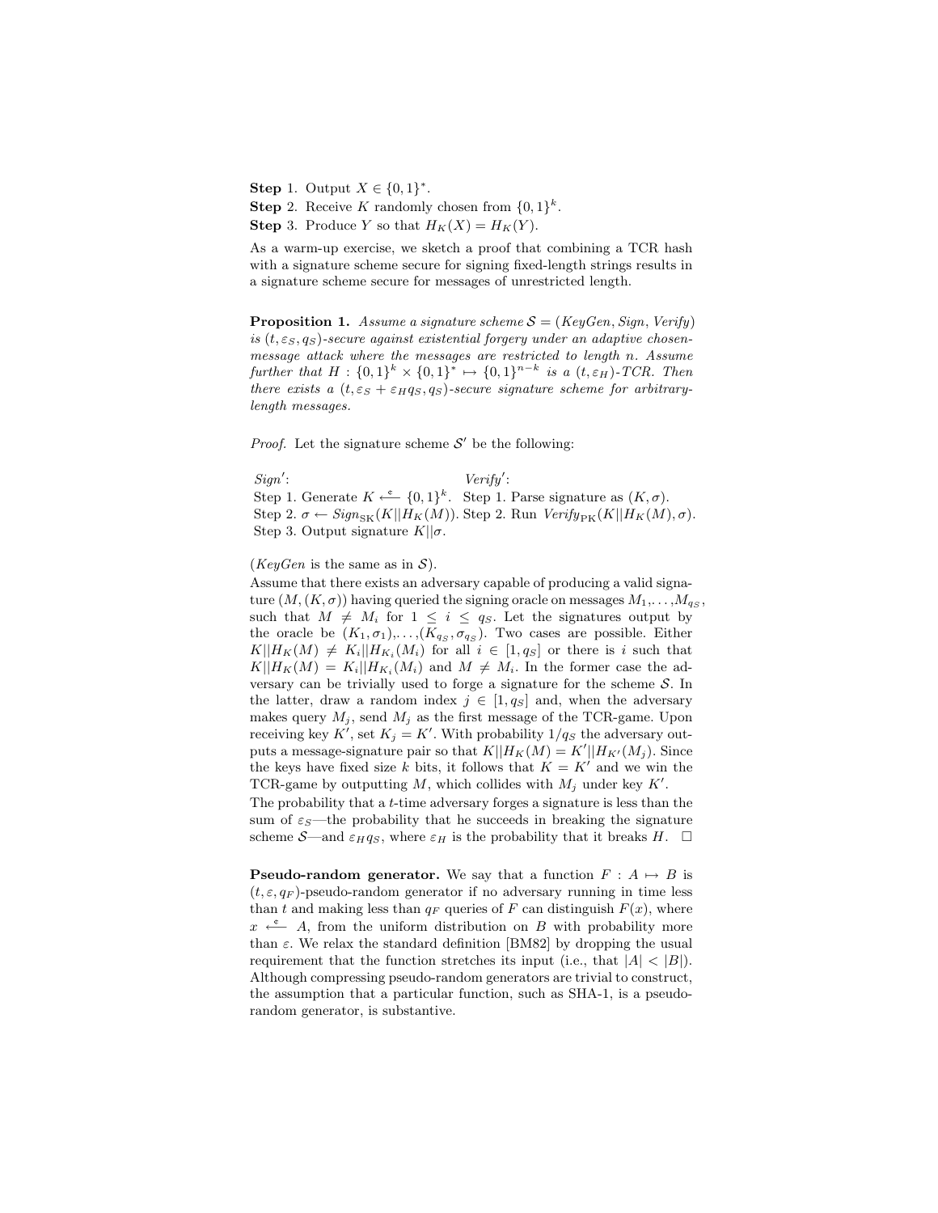**Step** 1. Output $X \in \{0,1\}^*$.
**Step** 2. Receive $K$ randomly chosen from $\{0,1\}^k$.
**Step** 3. Produce $Y$ so that $H_K(X) = H_K(Y)$.

As a warm-up exercise, we sketch a proof that combining a TCR hash with a signature scheme secure for signing fixed-length strings results in a signature scheme secure for messages of unrestricted length.

**Proposition 1.** *Assume a signature scheme $\mathcal{S} = (KeyGen, Sign, Verify)$ is $(t, \varepsilon_S, q_S)$-secure against existential forgery under an adaptive chosen-message attack where the messages are restricted to length $n$. Assume further that $H : \{0,1\}^k \times \{0,1\}^* \mapsto \{0,1\}^{n-k}$ is a $(t, \varepsilon_H)$-TCR. Then there exists a $(t, \varepsilon_S + \varepsilon_H q_S, q_S)$-secure signature scheme for arbitrary-length messages.*

*Proof.* Let the signature scheme $\mathcal{S}'$ be the following:

| *Sign'*: | *Verify'*: |
|---|---|
| Step 1. Generate $K \overset{\mathrm{e}}{\longleftarrow} \{0,1\}^k$. | Step 1. Parse signature as $(K, \sigma)$. |
| Step 2. $\sigma \leftarrow Sign_{\mathrm{SK}}(K \| H_K(M))$. | Step 2. Run $Verify_{\mathrm{PK}}(K \| H_K(M), \sigma)$. |
| Step 3. Output signature $K \| \sigma$. | |

(*KeyGen* is the same as in $\mathcal{S}$).

Assume that there exists an adversary capable of producing a valid signature $(M, (K, \sigma))$ having queried the signing oracle on messages $M_1, \ldots, M_{q_S}$, such that $M \neq M_i$ for $1 \leq i \leq q_S$. Let the signatures output by the oracle be $(K_1, \sigma_1), \ldots, (K_{q_S}, \sigma_{q_S})$. Two cases are possible. Either $K \| H_K(M) \neq K_i \| H_{K_i}(M_i)$ for all $i \in [1, q_S]$ or there is $i$ such that $K \| H_K(M) = K_i \| H_{K_i}(M_i)$ and $M \neq M_i$. In the former case the adversary can be trivially used to forge a signature for the scheme $\mathcal{S}$. In the latter, draw a random index $j \in [1, q_S]$ and, when the adversary makes query $M_j$, send $M_j$ as the first message of the TCR-game. Upon receiving key $K'$, set $K_j = K'$. With probability $1/q_S$ the adversary outputs a message-signature pair so that $K \| H_K(M) = K' \| H_{K'}(M_j)$. Since the keys have fixed size $k$ bits, it follows that $K = K'$ and we win the TCR-game by outputting $M$, which collides with $M_j$ under key $K'$.

The probability that a $t$-time adversary forges a signature is less than the sum of $\varepsilon_S$—the probability that he succeeds in breaking the signature scheme $\mathcal{S}$—and $\varepsilon_H q_S$, where $\varepsilon_H$ is the probability that it breaks $H$. $\square$

**Pseudo-random generator.** We say that a function $F : A \mapsto B$ is $(t, \varepsilon, q_F)$-pseudo-random generator if no adversary running in time less than $t$ and making less than $q_F$ queries of $F$ can distinguish $F(x)$, where $x \overset{\mathrm{e}}{\longleftarrow} A$, from the uniform distribution on $B$ with probability more than $\varepsilon$. We relax the standard definition [BM82] by dropping the usual requirement that the function stretches its input (i.e., that $|A| < |B|$). Although compressing pseudo-random generators are trivial to construct, the assumption that a particular function, such as SHA-1, is a pseudo-random generator, is substantive.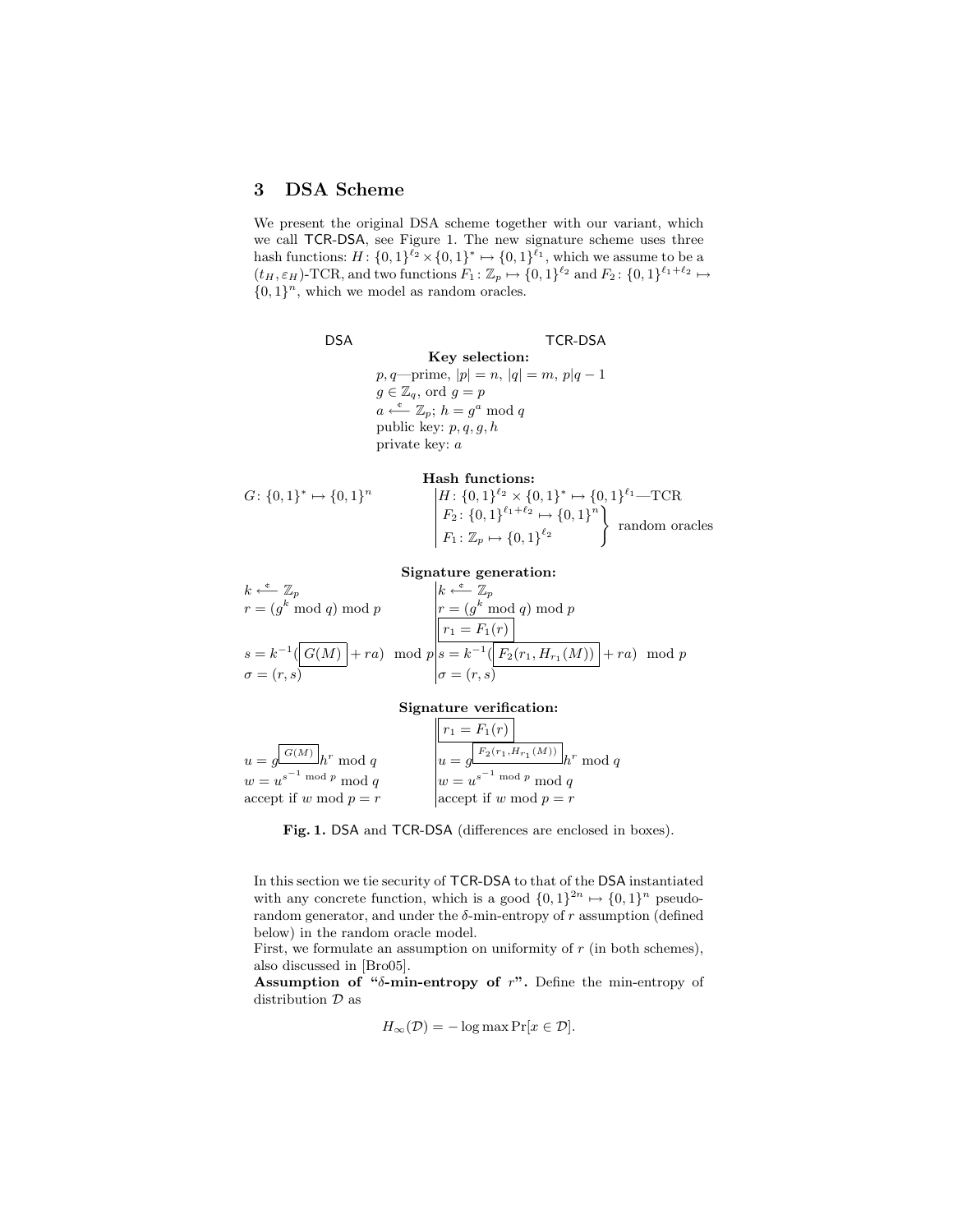## 3 DSA Scheme

We present the original DSA scheme together with our variant, which we call TCR-DSA, see Figure 1. The new signature scheme uses three hash functions: $H\colon \{0,1\}^{\ell_2} \times \{0,1\}^* \mapsto \{0,1\}^{\ell_1}$, which we assume to be a $(t_H, \varepsilon_H)$-TCR, and two functions $F_1\colon \mathbb{Z}_p \mapsto \{0,1\}^{\ell_2}$ and $F_2\colon \{0,1\}^{\ell_1+\ell_2} \mapsto \{0,1\}^n$, which we model as random oracles.

| DSA | TCR-DSA |
|---|---|
| **Key selection:** | |
| $p, q$—prime, $\lvert p \rvert = n$, $\lvert q \rvert = m$, $p \mid q-1$ | |
| $g \in \mathbb{Z}_q$, ord $g = p$ | |
| $a \xleftarrow{\mathfrak{e}} \mathbb{Z}_p$; $h = g^a \bmod q$ | |
| public key: $p, q, g, h$ | |
| private key: $a$ | |
| **Hash functions:** | |
| $G\colon \{0,1\}^* \mapsto \{0,1\}^n$ | $H\colon \{0,1\}^{\ell_2} \times \{0,1\}^* \mapsto \{0,1\}^{\ell_1}$—TCR |
| | $F_2\colon \{0,1\}^{\ell_1+\ell_2} \mapsto \{0,1\}^n$, $F_1\colon \mathbb{Z}_p \mapsto \{0,1\}^{\ell_2}$ — random oracles |
| **Signature generation:** | |
| $k \xleftarrow{\mathfrak{e}} \mathbb{Z}_p$ | $k \xleftarrow{\mathfrak{e}} \mathbb{Z}_p$ |
| $r = (g^k \bmod q) \bmod p$ | $r = (g^k \bmod q) \bmod p$ |
| | $\boxed{r_1 = F_1(r)}$ |
| $s = k^{-1}(\boxed{G(M)} + ra) \bmod p$ | $s = k^{-1}(\boxed{F_2(r_1, H_{r_1}(M))} + ra) \bmod p$ |
| $\sigma = (r, s)$ | $\sigma = (r, s)$ |
| **Signature verification:** | |
| | $\boxed{r_1 = F_1(r)}$ |
| $u = g^{\boxed{G(M)}} h^r \bmod q$ | $u = g^{\boxed{F_2(r_1, H_{r_1}(M))}} h^r \bmod q$ |
| $w = u^{s^{-1} \bmod p} \bmod q$ | $w = u^{s^{-1} \bmod p} \bmod q$ |
| accept if $w \bmod p = r$ | accept if $w \bmod p = r$ |

**Fig. 1.** DSA and TCR-DSA (differences are enclosed in boxes).

In this section we tie security of TCR-DSA to that of the DSA instantiated with any concrete function, which is a good $\{0,1\}^{2n} \mapsto \{0,1\}^n$ pseudo-random generator, and under the $\delta$-min-entropy of $r$ assumption (defined below) in the random oracle model.

First, we formulate an assumption on uniformity of $r$ (in both schemes), also discussed in [Bro05].

**Assumption of "$\delta$-min-entropy of $r$".** Define the min-entropy of distribution $\mathcal{D}$ as

$$H_\infty(\mathcal{D}) = -\log \max \Pr[x \in \mathcal{D}].$$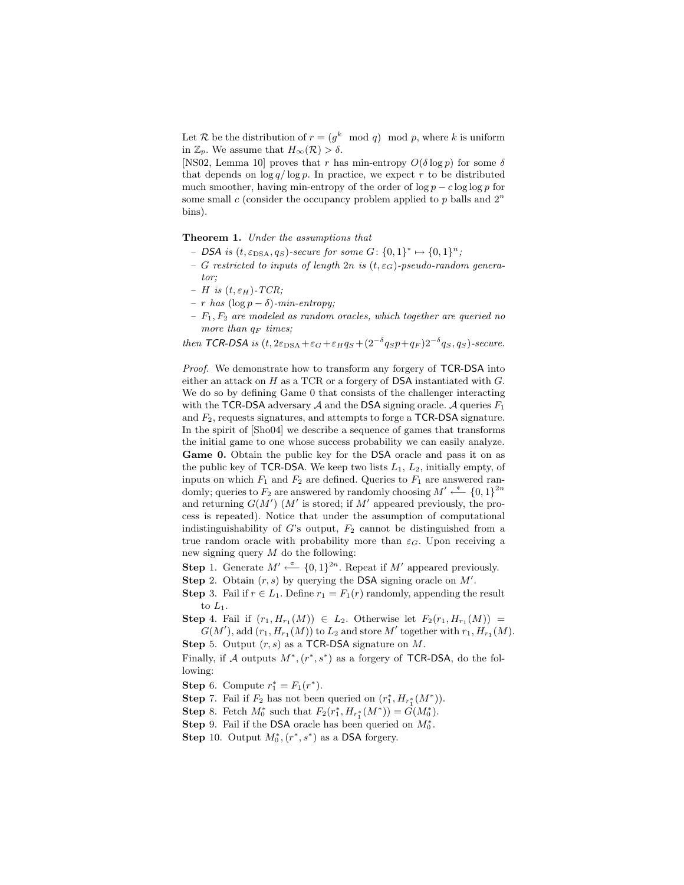Let $\mathcal{R}$ be the distribution of $r = (g^k \mod q) \mod p$, where $k$ is uniform in $\mathbb{Z}_p$. We assume that $H_\infty(\mathcal{R}) > \delta$.

[NS02, Lemma 10] proves that $r$ has min-entropy $O(\delta \log p)$ for some $\delta$ that depends on $\log q / \log p$. In practice, we expect $r$ to be distributed much smoother, having min-entropy of the order of $\log p - c \log \log p$ for some small $c$ (consider the occupancy problem applied to $p$ balls and $2^n$ bins).

**Theorem 1.** *Under the assumptions that*

- *DSA is $(t, \varepsilon_{\text{DSA}}, q_S)$-secure for some $G\colon \{0,1\}^* \mapsto \{0,1\}^n$;*
- *$G$ restricted to inputs of length $2n$ is $(t, \varepsilon_G)$-pseudo-random generator;*
- *$H$ is $(t, \varepsilon_H)$-TCR;*
- *$r$ has $(\log p - \delta)$-min-entropy;*
- *$F_1, F_2$ are modeled as random oracles, which together are queried no more than $q_F$ times;*

*then TCR-DSA is $(t, 2\varepsilon_{\text{DSA}} + \varepsilon_G + \varepsilon_H q_S + (2^{-\delta} q_S p + q_F) 2^{-\delta} q_S, q_S)$-secure.*

*Proof.* We demonstrate how to transform any forgery of TCR-DSA into either an attack on $H$ as a TCR or a forgery of DSA instantiated with $G$. We do so by defining Game 0 that consists of the challenger interacting with the TCR-DSA adversary $\mathcal{A}$ and the DSA signing oracle. $\mathcal{A}$ queries $F_1$ and $F_2$, requests signatures, and attempts to forge a TCR-DSA signature. In the spirit of [Sho04] we describe a sequence of games that transforms the initial game to one whose success probability we can easily analyze.

**Game 0.** Obtain the public key for the DSA oracle and pass it on as the public key of TCR-DSA. We keep two lists $L_1$, $L_2$, initially empty, of inputs on which $F_1$ and $F_2$ are defined. Queries to $F_1$ are answered randomly; queries to $F_2$ are answered by randomly choosing $M' \stackrel{e}{\longleftarrow} \{0,1\}^{2n}$ and returning $G(M')$ ($M'$ is stored; if $M'$ appeared previously, the process is repeated). Notice that under the assumption of computational indistinguishability of $G$'s output, $F_2$ cannot be distinguished from a true random oracle with probability more than $\varepsilon_G$. Upon receiving a new signing query $M$ do the following:

**Step** 1. Generate $M' \stackrel{e}{\longleftarrow} \{0,1\}^{2n}$. Repeat if $M'$ appeared previously.

**Step** 2. Obtain $(r, s)$ by querying the DSA signing oracle on $M'$.

**Step** 3. Fail if $r \in L_1$. Define $r_1 = F_1(r)$ randomly, appending the result to $L_1$.

**Step** 4. Fail if $(r_1, H_{r_1}(M)) \in L_2$. Otherwise let $F_2(r_1, H_{r_1}(M)) = G(M')$, add $(r_1, H_{r_1}(M))$ to $L_2$ and store $M'$ together with $r_1, H_{r_1}(M)$.

**Step** 5. Output $(r, s)$ as a TCR-DSA signature on $M$.

Finally, if $\mathcal{A}$ outputs $M^*, (r^*, s^*)$ as a forgery of TCR-DSA, do the following:

**Step** 6. Compute $r_1^* = F_1(r^*)$.

**Step** 7. Fail if $F_2$ has not been queried on $(r_1^*, H_{r_1^*}(M^*))$.

**Step** 8. Fetch $M_0^*$ such that $F_2(r_1^*, H_{r_1^*}(M^*)) = G(M_0^*)$.

**Step** 9. Fail if the DSA oracle has been queried on $M_0^*$.

**Step** 10. Output $M_0^*, (r^*, s^*)$ as a DSA forgery.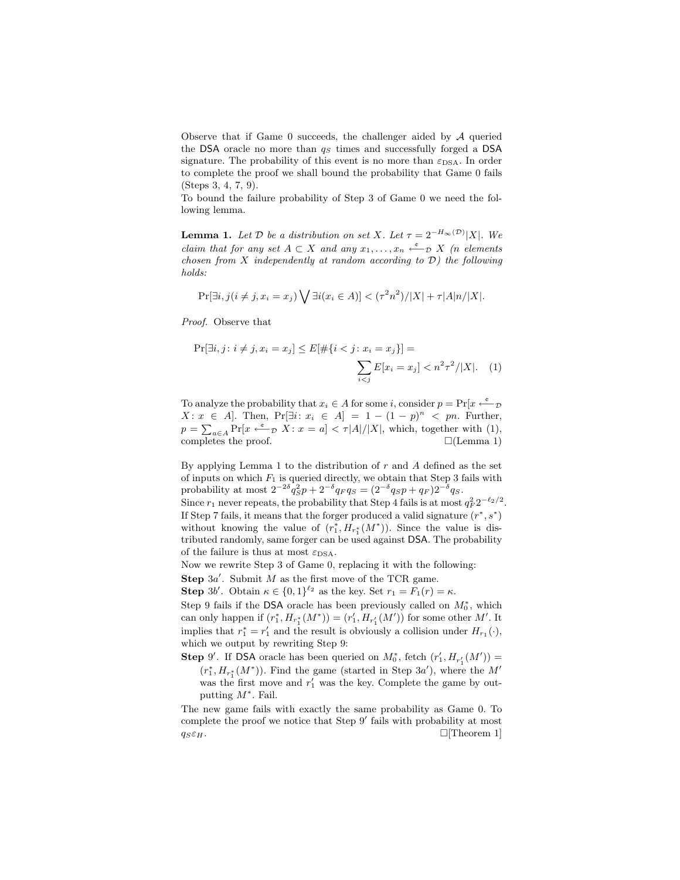Observe that if Game 0 succeeds, the challenger aided by $\mathcal{A}$ queried the DSA oracle no more than $q_S$ times and successfully forged a DSA signature. The probability of this event is no more than $\varepsilon_{\text{DSA}}$. In order to complete the proof we shall bound the probability that Game 0 fails (Steps 3, 4, 7, 9).

To bound the failure probability of Step 3 of Game 0 we need the following lemma.

**Lemma 1.** *Let $\mathcal{D}$ be a distribution on set $X$. Let $\tau = 2^{-H_\infty(\mathcal{D})}|X|$. We claim that for any set $A \subset X$ and any $x_1, \ldots, x_n \xleftarrow{c}_{\mathcal{D}} X$ ($n$ elements chosen from $X$ independently at random according to $\mathcal{D}$) the following holds:*

$$\Pr[\exists i, j (i \neq j, x_i = x_j) \bigvee \exists i (x_i \in A)] < (\tau^2 n^2)/|X| + \tau |A| n/|X|.$$

*Proof.* Observe that

$$\Pr[\exists i, j \colon i \neq j, x_i = x_j] \leq E[\#\{i < j \colon x_i = x_j\}] = \sum_{i<j} E[x_i = x_j] < n^2\tau^2/|X|. \quad (1)$$

To analyze the probability that $x_i \in A$ for some $i$, consider $p = \Pr[x \xleftarrow{c}_{\mathcal{D}} X \colon x \in A]$. Then, $\Pr[\exists i \colon x_i \in A] = 1 - (1-p)^n < pn$. Further, $p = \sum_{a \in A} \Pr[x \xleftarrow{c}_{\mathcal{D}} X \colon x = a] < \tau|A|/|X|$, which, together with (1), completes the proof. □(Lemma 1)

By applying Lemma 1 to the distribution of $r$ and $A$ defined as the set of inputs on which $F_1$ is queried directly, we obtain that Step 3 fails with probability at most $2^{-2\delta} q_S^2 p + 2^{-\delta} q_F q_S = (2^{-\delta} q_S p + q_F) 2^{-\delta} q_S$.

Since $r_1$ never repeats, the probability that Step 4 fails is at most $q_F^2 2^{-\ell_2/2}$.

If Step 7 fails, it means that the forger produced a valid signature $(r^*, s^*)$ without knowing the value of $(r_1^*, H_{r_1^*}(M^*))$. Since the value is distributed randomly, same forger can be used against DSA. The probability of the failure is thus at most $\varepsilon_{\text{DSA}}$.

Now we rewrite Step 3 of Game 0, replacing it with the following:

**Step** $3a'$. Submit $M$ as the first move of the TCR game.

**Step** $3b'$. Obtain $\kappa \in \{0,1\}^{\ell_2}$ as the key. Set $r_1 = F_1(r) = \kappa$.

Step 9 fails if the DSA oracle has been previously called on $M_0^*$, which can only happen if $(r_1^*, H_{r_1^*}(M^*)) = (r_1', H_{r_1'}(M'))$ for some other $M'$. It implies that $r_1^* = r_1'$ and the result is obviously a collision under $H_{r_1}(\cdot)$, which we output by rewriting Step 9:

**Step** $9'$. If DSA oracle has been queried on $M_0^*$, fetch $(r_1', H_{r_1'}(M')) = (r_1^*, H_{r_1^*}(M^*))$. Find the game (started in Step $3a'$), where the $M'$ was the first move and $r_1'$ was the key. Complete the game by outputting $M^*$. Fail.

The new game fails with exactly the same probability as Game 0. To complete the proof we notice that Step $9'$ fails with probability at most $q_S \varepsilon_H$. □[Theorem 1]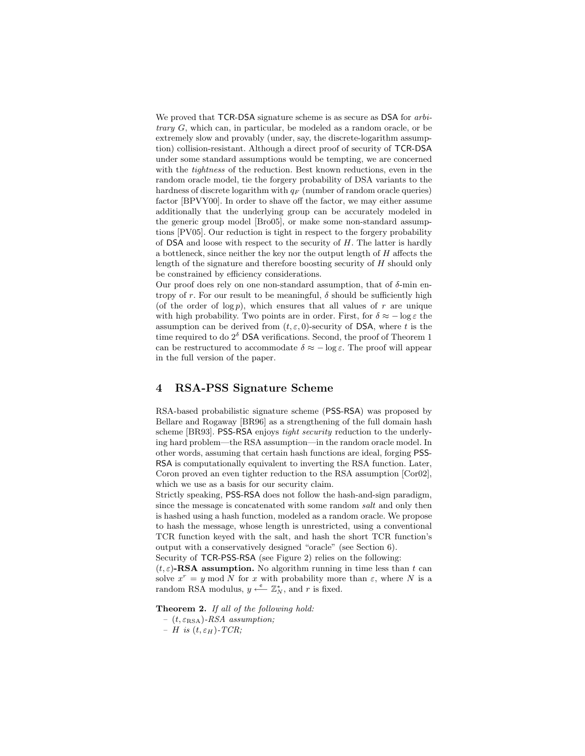We proved that TCR-DSA signature scheme is as secure as DSA for *arbitrary* $G$, which can, in particular, be modeled as a random oracle, or be extremely slow and provably (under, say, the discrete-logarithm assumption) collision-resistant. Although a direct proof of security of TCR-DSA under some standard assumptions would be tempting, we are concerned with the *tightness* of the reduction. Best known reductions, even in the random oracle model, tie the forgery probability of DSA variants to the hardness of discrete logarithm with $q_F$ (number of random oracle queries) factor [BPVY00]. In order to shave off the factor, we may either assume additionally that the underlying group can be accurately modeled in the generic group model [Bro05], or make some non-standard assumptions [PV05]. Our reduction is tight in respect to the forgery probability of DSA and loose with respect to the security of $H$. The latter is hardly a bottleneck, since neither the key nor the output length of $H$ affects the length of the signature and therefore boosting security of $H$ should only be constrained by efficiency considerations.

Our proof does rely on one non-standard assumption, that of $\delta$-min entropy of $r$. For our result to be meaningful, $\delta$ should be sufficiently high (of the order of $\log p$), which ensures that all values of $r$ are unique with high probability. Two points are in order. First, for $\delta \approx -\log \varepsilon$ the assumption can be derived from $(t, \varepsilon, 0)$-security of DSA, where $t$ is the time required to do $2^\delta$ DSA verifications. Second, the proof of Theorem 1 can be restructured to accommodate $\delta \approx -\log \varepsilon$. The proof will appear in the full version of the paper.

## 4 RSA-PSS Signature Scheme

RSA-based probabilistic signature scheme (PSS-RSA) was proposed by Bellare and Rogaway [BR96] as a strengthening of the full domain hash scheme [BR93]. PSS-RSA enjoys *tight security* reduction to the underlying hard problem—the RSA assumption—in the random oracle model. In other words, assuming that certain hash functions are ideal, forging PSS-RSA is computationally equivalent to inverting the RSA function. Later, Coron proved an even tighter reduction to the RSA assumption [Cor02], which we use as a basis for our security claim.

Strictly speaking, PSS-RSA does not follow the hash-and-sign paradigm, since the message is concatenated with some random *salt* and only then is hashed using a hash function, modeled as a random oracle. We propose to hash the message, whose length is unrestricted, using a conventional TCR function keyed with the salt, and hash the short TCR function's output with a conservatively designed "oracle" (see Section 6).

Security of TCR-PSS-RSA (see Figure 2) relies on the following:

**$(t, \varepsilon)$-RSA assumption.** No algorithm running in time less than $t$ can solve $x^r = y \bmod N$ for $x$ with probability more than $\varepsilon$, where $N$ is a random RSA modulus, $y \overset{\$}{\longleftarrow} \mathbb{Z}_N^*$, and $r$ is fixed.

**Theorem 2.** *If all of the following hold:*

- $(t, \varepsilon_{\text{RSA}})$*-RSA assumption;*
- $H$ *is* $(t, \varepsilon_H)$*-TCR;*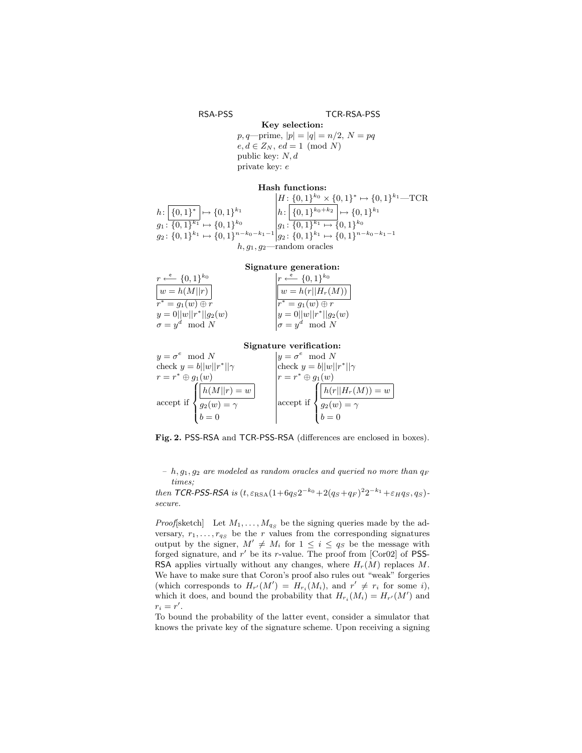| RSA-PSS | TCR-RSA-PSS |
|---|---|
| **Key selection:** | |
| $p, q$—prime, $\|p\| = \|q\| = n/2$, $N = pq$ | |
| $e, d \in Z_N$, $ed = 1 \pmod N$ | |
| public key: $N, d$ | |
| private key: $e$ | |
| **Hash functions:** | |
| | $H\colon \{0,1\}^{k_0} \times \{0,1\}^* \mapsto \{0,1\}^{k_1}$—TCR |
| $h\colon \boxed{\{0,1\}^*} \mapsto \{0,1\}^{k_1}$ | $h\colon \boxed{\{0,1\}^{k_0+k_2}} \mapsto \{0,1\}^{k_1}$ |
| $g_1\colon \{0,1\}^{k_1} \mapsto \{0,1\}^{k_0}$ | $g_1\colon \{0,1\}^{k_1} \mapsto \{0,1\}^{k_0}$ |
| $g_2\colon \{0,1\}^{k_1} \mapsto \{0,1\}^{n-k_0-k_1-1}$ | $g_2\colon \{0,1\}^{k_1} \mapsto \{0,1\}^{n-k_0-k_1-1}$ |
| $h, g_1, g_2$—random oracles | |
| **Signature generation:** | |
| $r \xleftarrow{\mathsf{c}} \{0,1\}^{k_0}$ | $r \xleftarrow{\mathsf{c}} \{0,1\}^{k_0}$ |
| $\boxed{w = h(M\|\|r)}$ | $\boxed{w = h(r\|\|H_r(M))}$ |
| $r^* = g_1(w) \oplus r$ | $r^* = g_1(w) \oplus r$ |
| $y = 0\|\|w\|\|r^*\|\|g_2(w)$ | $y = 0\|\|w\|\|r^*\|\|g_2(w)$ |
| $\sigma = y^d \mod N$ | $\sigma = y^d \mod N$ |
| **Signature verification:** | |
| $y = \sigma^e \mod N$ | $y = \sigma^e \mod N$ |
| check $y = b\|\|w\|\|r^*\|\|\gamma$ | check $y = b\|\|w\|\|r^*\|\|\gamma$ |
| $r = r^* \oplus g_1(w)$ | $r = r^* \oplus g_1(w)$ |
| accept if $\boxed{h(M\|\|r) = w}$, $g_2(w) = \gamma$, $b = 0$ | accept if $\boxed{h(r\|\|H_r(M)) = w}$, $g_2(w) = \gamma$, $b = 0$ |

**Fig. 2.** PSS-RSA and TCR-PSS-RSA (differences are enclosed in boxes).

– *$h, g_1, g_2$ are modeled as random oracles and queried no more than $q_F$ times;*

*then TCR-PSS-RSA is $(t, \varepsilon_{\mathrm{RSA}}(1+6q_S 2^{-k_0} + 2(q_S+q_F)^2 2^{-k_1} + \varepsilon_H q_S, q_S)$-secure.*

*Proof*[sketch] Let $M_1, \ldots, M_{q_S}$ be the signing queries made by the adversary, $r_1, \ldots, r_{q_S}$ be the $r$ values from the corresponding signatures output by the signer, $M' \neq M_i$ for $1 \leq i \leq q_S$ be the message with forged signature, and $r'$ be its $r$-value. The proof from [Cor02] of PSS-RSA applies virtually without any changes, where $H_r(M)$ replaces $M$. We have to make sure that Coron's proof also rules out "weak" forgeries (which corresponds to $H_{r'}(M') = H_{r_i}(M_i)$, and $r' \neq r_i$ for some $i$), which it does, and bound the probability that $H_{r_i}(M_i) = H_{r'}(M')$ and $r_i = r'$.

To bound the probability of the latter event, consider a simulator that knows the private key of the signature scheme. Upon receiving a signing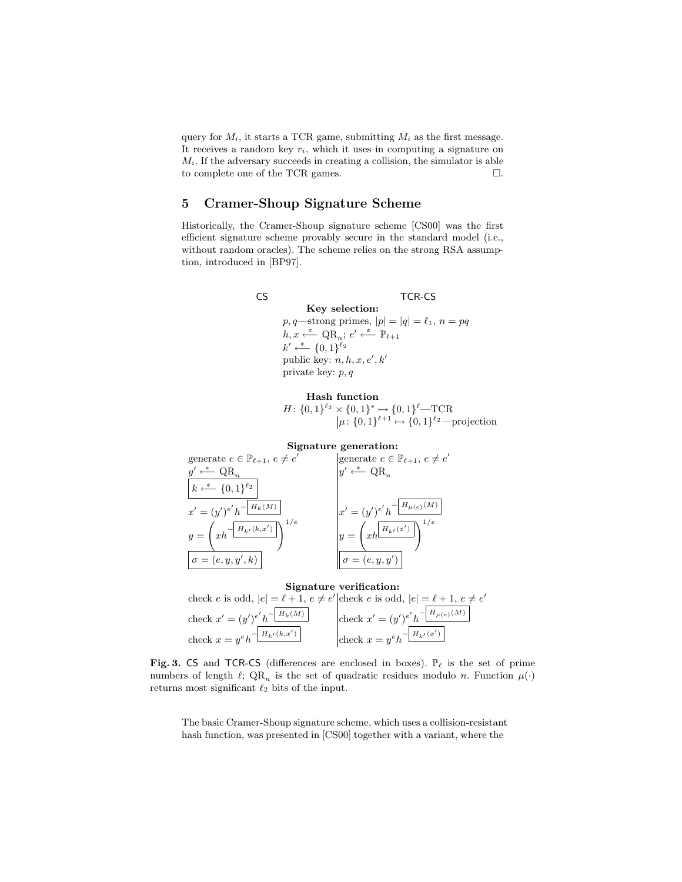query for $M_i$, it starts a TCR game, submitting $M_i$ as the first message. It receives a random key $r_i$, which it uses in computing a signature on $M_i$. If the adversary succeeds in creating a collision, the simulator is able to complete one of the TCR games. □.

## 5 Cramer-Shoup Signature Scheme

Historically, the Cramer-Shoup signature scheme [CS00] was the first efficient signature scheme provably secure in the standard model (i.e., without random oracles). The scheme relies on the strong RSA assumption, introduced in [BP97].

| CS | TCR-CS |
|---|---|
| **Key selection:** | |
| $p, q$—strong primes, $\lvert p\rvert = \lvert q\rvert = \ell_1$, $n = pq$ | |
| $h, x \xleftarrow{\$} \mathrm{QR}_n$; $e' \xleftarrow{\$} \mathbb{P}_{\ell+1}$ | |
| $k' \xleftarrow{\$} \{0,1\}^{\ell_2}$ | |
| public key: $n, h, x, e', k'$ | |
| private key: $p, q$ | |
| **Hash function** | |
| $H\colon \{0,1\}^{\ell_2} \times \{0,1\}^* \mapsto \{0,1\}^{\ell}$—TCR | |
| | $\mu\colon \{0,1\}^{\ell+1} \mapsto \{0,1\}^{\ell_2}$—projection |
| **Signature generation:** | |
| generate $e \in \mathbb{P}_{\ell+1}$, $e \neq e'$ | generate $e \in \mathbb{P}_{\ell+1}$, $e \neq e'$ |
| $y' \xleftarrow{\$} \mathrm{QR}_n$ | $y' \xleftarrow{\$} \mathrm{QR}_n$ |
| $\boxed{k \xleftarrow{\$} \{0,1\}^{\ell_2}}$ | |
| $x' = (y')^{e'} h^{-\boxed{H_k(M)}}$ | $x' = (y')^{e'} h^{-\boxed{H_{\mu(e)}(M)}}$ |
| $y = \left(x h^{-\boxed{H_{k'}(k,x')}}\right)^{1/e}$ | $y = \left(x h^{\boxed{H_{k'}(x')}}\right)^{1/e}$ |
| $\boxed{\sigma = (e, y, y', k)}$ | $\boxed{\sigma = (e, y, y')}$ |
| **Signature verification:** | |
| check $e$ is odd, $\lvert e\rvert = \ell + 1$, $e \neq e'$ | check $e$ is odd, $\lvert e\rvert = \ell + 1$, $e \neq e'$ |
| check $x' = (y')^{e'} h^{-\boxed{H_k(M)}}$ | check $x' = (y')^{e'} h^{-\boxed{H_{\mu(e)}(M)}}$ |
| check $x = y^e h^{-\boxed{H_{k'}(k,x')}}$ | check $x = y^e h^{-\boxed{H_{k'}(x')}}$ |

**Fig. 3.** CS and TCR-CS (differences are enclosed in boxes). $\mathbb{P}_\ell$ is the set of prime numbers of length $\ell$; $\mathrm{QR}_n$ is the set of quadratic residues modulo $n$. Function $\mu(\cdot)$ returns most significant $\ell_2$ bits of the input.

The basic Cramer-Shoup signature scheme, which uses a collision-resistant hash function, was presented in [CS00] together with a variant, where the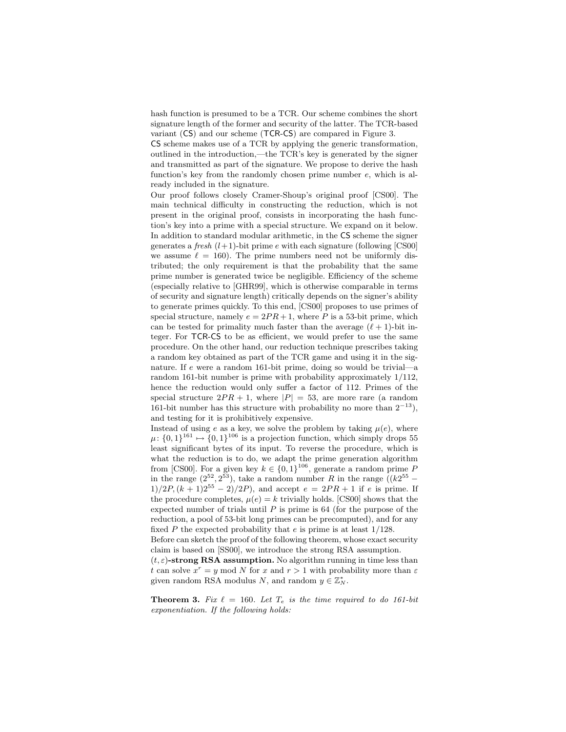hash function is presumed to be a TCR. Our scheme combines the short signature length of the former and security of the latter. The TCR-based variant (CS) and our scheme (TCR-CS) are compared in Figure 3.

CS scheme makes use of a TCR by applying the generic transformation, outlined in the introduction,—the TCR's key is generated by the signer and transmitted as part of the signature. We propose to derive the hash function's key from the randomly chosen prime number $e$, which is already included in the signature.

Our proof follows closely Cramer-Shoup's original proof [CS00]. The main technical difficulty in constructing the reduction, which is not present in the original proof, consists in incorporating the hash function's key into a prime with a special structure. We expand on it below.

In addition to standard modular arithmetic, in the CS scheme the signer generates a *fresh* $(l+1)$-bit prime $e$ with each signature (following [CS00] we assume $\ell = 160$). The prime numbers need not be uniformly distributed; the only requirement is that the probability that the same prime number is generated twice be negligible. Efficiency of the scheme (especially relative to [GHR99], which is otherwise comparable in terms of security and signature length) critically depends on the signer's ability to generate primes quickly. To this end, [CS00] proposes to use primes of special structure, namely $e = 2PR+1$, where $P$ is a 53-bit prime, which can be tested for primality much faster than the average $(\ell+1)$-bit integer. For TCR-CS to be as efficient, we would prefer to use the same procedure. On the other hand, our reduction technique prescribes taking a random key obtained as part of the TCR game and using it in the signature. If $e$ were a random 161-bit prime, doing so would be trivial—a random 161-bit number is prime with probability approximately 1/112, hence the reduction would only suffer a factor of 112. Primes of the special structure $2PR+1$, where $|P| = 53$, are more rare (a random 161-bit number has this structure with probability no more than $2^{-13}$), and testing for it is prohibitively expensive.

Instead of using $e$ as a key, we solve the problem by taking $\mu(e)$, where $\mu\colon \{0,1\}^{161} \mapsto \{0,1\}^{106}$ is a projection function, which simply drops 55 least significant bytes of its input. To reverse the procedure, which is what the reduction is to do, we adapt the prime generation algorithm from [CS00]. For a given key $k \in \{0,1\}^{106}$, generate a random prime $P$ in the range $(2^{52}, 2^{53})$, take a random number $R$ in the range $((k2^{55} - 1)/2P, (k+1)2^{55} - 2)/2P)$, and accept $e = 2PR+1$ if $e$ is prime. If the procedure completes, $\mu(e) = k$ trivially holds. [CS00] shows that the expected number of trials until $P$ is prime is 64 (for the purpose of the reduction, a pool of 53-bit long primes can be precomputed), and for any fixed $P$ the expected probability that $e$ is prime is at least 1/128.

Before can sketch the proof of the following theorem, whose exact security claim is based on [SS00], we introduce the strong RSA assumption.

**$(t, \varepsilon)$-strong RSA assumption.** No algorithm running in time less than $t$ can solve $x^r = y \bmod N$ for $x$ and $r > 1$ with probability more than $\varepsilon$ given random RSA modulus $N$, and random $y \in \mathbb{Z}_N^*$.

**Theorem 3.** *Fix $\ell = 160$. Let $T_e$ is the time required to do 161-bit exponentiation. If the following holds:*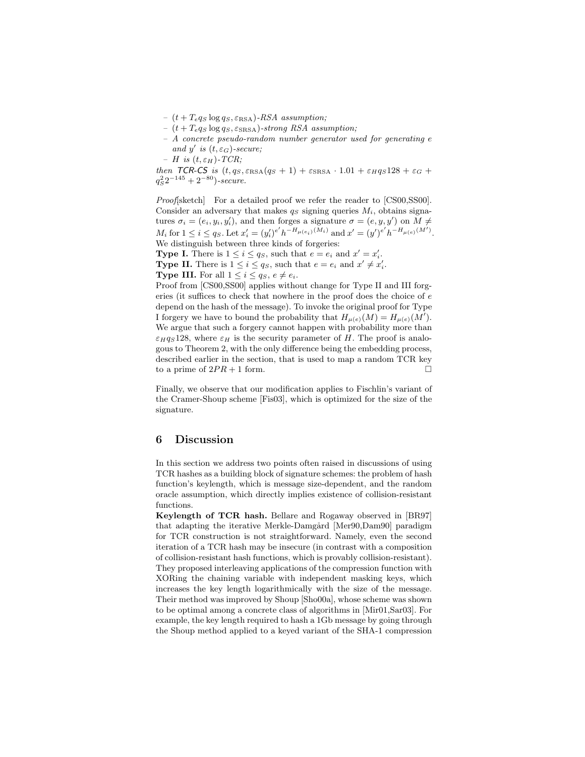– $(t + T_e q_S \log q_S, \varepsilon_{\mathrm{RSA}})$*-RSA assumption;*
– $(t + T_e q_S \log q_S, \varepsilon_{\mathrm{SRSA}})$*-strong RSA assumption;*
– *A concrete pseudo-random number generator used for generating* $e$ *and* $y'$ *is* $(t, \varepsilon_G)$*-secure;*
– $H$ *is* $(t, \varepsilon_H)$*-TCR;*

*then* **TCR-CS** *is* $(t, q_S, \varepsilon_{\mathrm{RSA}}(q_S + 1) + \varepsilon_{\mathrm{SRSA}} \cdot 1.01 + \varepsilon_H q_S 128 + \varepsilon_G + q_S^2 2^{-145} + 2^{-80})$*-secure.*

*Proof*[sketch] For a detailed proof we refer the reader to [CS00,SS00]. Consider an adversary that makes $q_S$ signing queries $M_i$, obtains signatures $\sigma_i = (e_i, y_i, y_i')$, and then forges a signature $\sigma = (e, y, y')$ on $M \neq M_i$ for $1 \leq i \leq q_S$. Let $x_i' = (y_i')^{e'} h^{-H_{\mu(e_i)}(M_i)}$ and $x' = (y')^{e'} h^{-H_{\mu(e)}(M')}$. We distinguish between three kinds of forgeries:

**Type I.** There is $1 \leq i \leq q_S$, such that $e = e_i$ and $x' = x_i'$.
**Type II.** There is $1 \leq i \leq q_S$, such that $e = e_i$ and $x' \neq x_i'$.
**Type III.** For all $1 \leq i \leq q_S$, $e \neq e_i$.

Proof from [CS00,SS00] applies without change for Type II and III forgeries (it suffices to check that nowhere in the proof does the choice of $e$ depend on the hash of the message). To invoke the original proof for Type I forgery we have to bound the probability that $H_{\mu(e)}(M) = H_{\mu(e)}(M')$. We argue that such a forgery cannot happen with probability more than $\varepsilon_H q_S 128$, where $\varepsilon_H$ is the security parameter of $H$. The proof is analogous to Theorem 2, with the only difference being the embedding process, described earlier in the section, that is used to map a random TCR key to a prime of $2PR + 1$ form. □

Finally, we observe that our modification applies to Fischlin's variant of the Cramer-Shoup scheme [Fis03], which is optimized for the size of the signature.

## 6 Discussion

In this section we address two points often raised in discussions of using TCR hashes as a building block of signature schemes: the problem of hash function's keylength, which is message size-dependent, and the random oracle assumption, which directly implies existence of collision-resistant functions.

**Keylength of TCR hash.** Bellare and Rogaway observed in [BR97] that adapting the iterative Merkle-Damgård [Mer90,Dam90] paradigm for TCR construction is not straightforward. Namely, even the second iteration of a TCR hash may be insecure (in contrast with a composition of collision-resistant hash functions, which is provably collision-resistant). They proposed interleaving applications of the compression function with XORing the chaining variable with independent masking keys, which increases the key length logarithmically with the size of the message. Their method was improved by Shoup [Sho00a], whose scheme was shown to be optimal among a concrete class of algorithms in [Mir01,Sar03]. For example, the key length required to hash a 1Gb message by going through the Shoup method applied to a keyed variant of the SHA-1 compression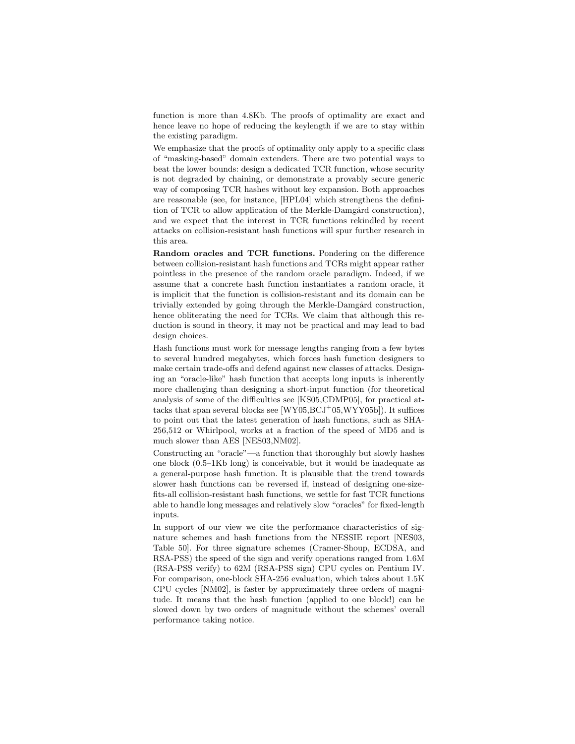function is more than 4.8Kb. The proofs of optimality are exact and hence leave no hope of reducing the keylength if we are to stay within the existing paradigm.

We emphasize that the proofs of optimality only apply to a specific class of "masking-based" domain extenders. There are two potential ways to beat the lower bounds: design a dedicated TCR function, whose security is not degraded by chaining, or demonstrate a provably secure generic way of composing TCR hashes without key expansion. Both approaches are reasonable (see, for instance, [HPL04] which strengthens the definition of TCR to allow application of the Merkle-Damgård construction), and we expect that the interest in TCR functions rekindled by recent attacks on collision-resistant hash functions will spur further research in this area.

**Random oracles and TCR functions.** Pondering on the difference between collision-resistant hash functions and TCRs might appear rather pointless in the presence of the random oracle paradigm. Indeed, if we assume that a concrete hash function instantiates a random oracle, it is implicit that the function is collision-resistant and its domain can be trivially extended by going through the Merkle-Damgård construction, hence obliterating the need for TCRs. We claim that although this reduction is sound in theory, it may not be practical and may lead to bad design choices.

Hash functions must work for message lengths ranging from a few bytes to several hundred megabytes, which forces hash function designers to make certain trade-offs and defend against new classes of attacks. Designing an "oracle-like" hash function that accepts long inputs is inherently more challenging than designing a short-input function (for theoretical analysis of some of the difficulties see [KS05,CDMP05], for practical attacks that span several blocks see [WY05,BCJ+05,WYY05b]). It suffices to point out that the latest generation of hash functions, such as SHA-256,512 or Whirlpool, works at a fraction of the speed of MD5 and is much slower than AES [NES03,NM02].

Constructing an "oracle"—a function that thoroughly but slowly hashes one block (0.5–1Kb long) is conceivable, but it would be inadequate as a general-purpose hash function. It is plausible that the trend towards slower hash functions can be reversed if, instead of designing one-size-fits-all collision-resistant hash functions, we settle for fast TCR functions able to handle long messages and relatively slow "oracles" for fixed-length inputs.

In support of our view we cite the performance characteristics of signature schemes and hash functions from the NESSIE report [NES03, Table 50]. For three signature schemes (Cramer-Shoup, ECDSA, and RSA-PSS) the speed of the sign and verify operations ranged from 1.6M (RSA-PSS verify) to 62M (RSA-PSS sign) CPU cycles on Pentium IV. For comparison, one-block SHA-256 evaluation, which takes about 1.5K CPU cycles [NM02], is faster by approximately three orders of magnitude. It means that the hash function (applied to one block!) can be slowed down by two orders of magnitude without the schemes' overall performance taking notice.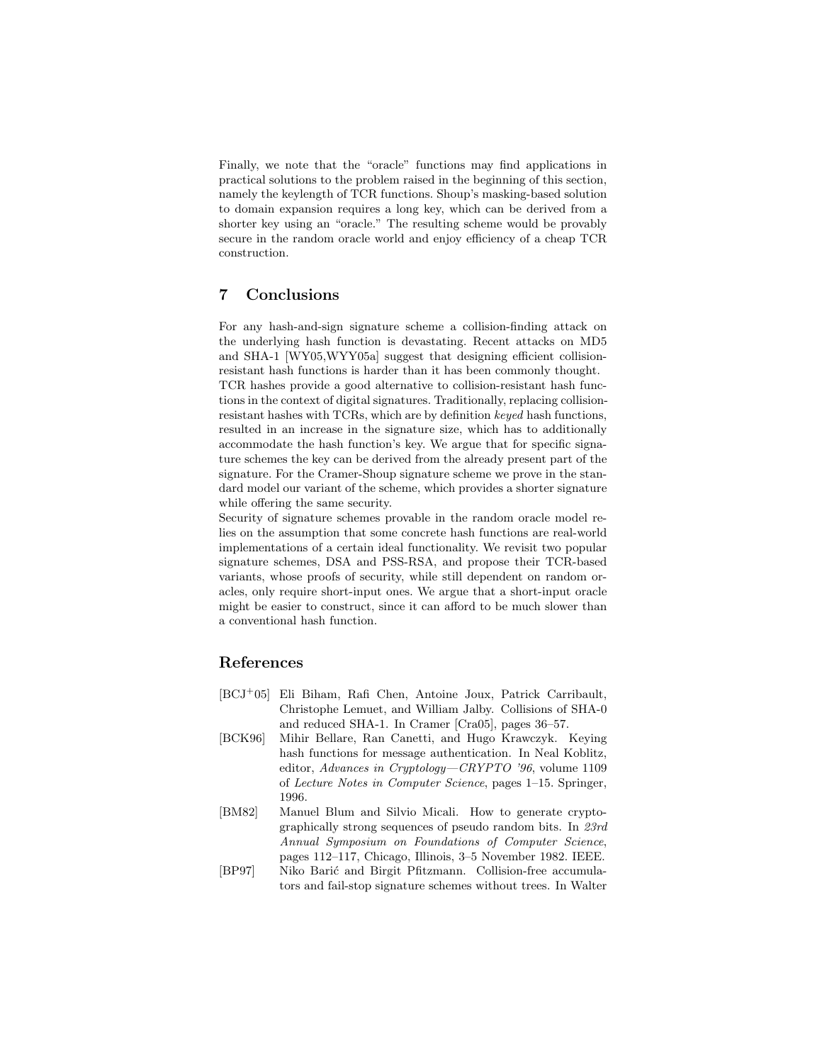Finally, we note that the "oracle" functions may find applications in practical solutions to the problem raised in the beginning of this section, namely the keylength of TCR functions. Shoup's masking-based solution to domain expansion requires a long key, which can be derived from a shorter key using an "oracle." The resulting scheme would be provably secure in the random oracle world and enjoy efficiency of a cheap TCR construction.

## 7 Conclusions

For any hash-and-sign signature scheme a collision-finding attack on the underlying hash function is devastating. Recent attacks on MD5 and SHA-1 [WY05,WYY05a] suggest that designing efficient collision-resistant hash functions is harder than it has been commonly thought.
TCR hashes provide a good alternative to collision-resistant hash functions in the context of digital signatures. Traditionally, replacing collision-resistant hashes with TCRs, which are by definition *keyed* hash functions, resulted in an increase in the signature size, which has to additionally accommodate the hash function's key. We argue that for specific signature schemes the key can be derived from the already present part of the signature. For the Cramer-Shoup signature scheme we prove in the standard model our variant of the scheme, which provides a shorter signature while offering the same security.
Security of signature schemes provable in the random oracle model relies on the assumption that some concrete hash functions are real-world implementations of a certain ideal functionality. We revisit two popular signature schemes, DSA and PSS-RSA, and propose their TCR-based variants, whose proofs of security, while still dependent on random oracles, only require short-input ones. We argue that a short-input oracle might be easier to construct, since it can afford to be much slower than a conventional hash function.

## References

[BCJ+05] Eli Biham, Rafi Chen, Antoine Joux, Patrick Carribault, Christophe Lemuet, and William Jalby. Collisions of SHA-0 and reduced SHA-1. In Cramer [Cra05], pages 36–57.

[BCK96] Mihir Bellare, Ran Canetti, and Hugo Krawczyk. Keying hash functions for message authentication. In Neal Koblitz, editor, *Advances in Cryptology—CRYPTO '96*, volume 1109 of *Lecture Notes in Computer Science*, pages 1–15. Springer, 1996.

[BM82] Manuel Blum and Silvio Micali. How to generate cryptographically strong sequences of pseudo random bits. In *23rd Annual Symposium on Foundations of Computer Science*, pages 112–117, Chicago, Illinois, 3–5 November 1982. IEEE.

[BP97] Niko Barić and Birgit Pfitzmann. Collision-free accumulators and fail-stop signature schemes without trees. In Walter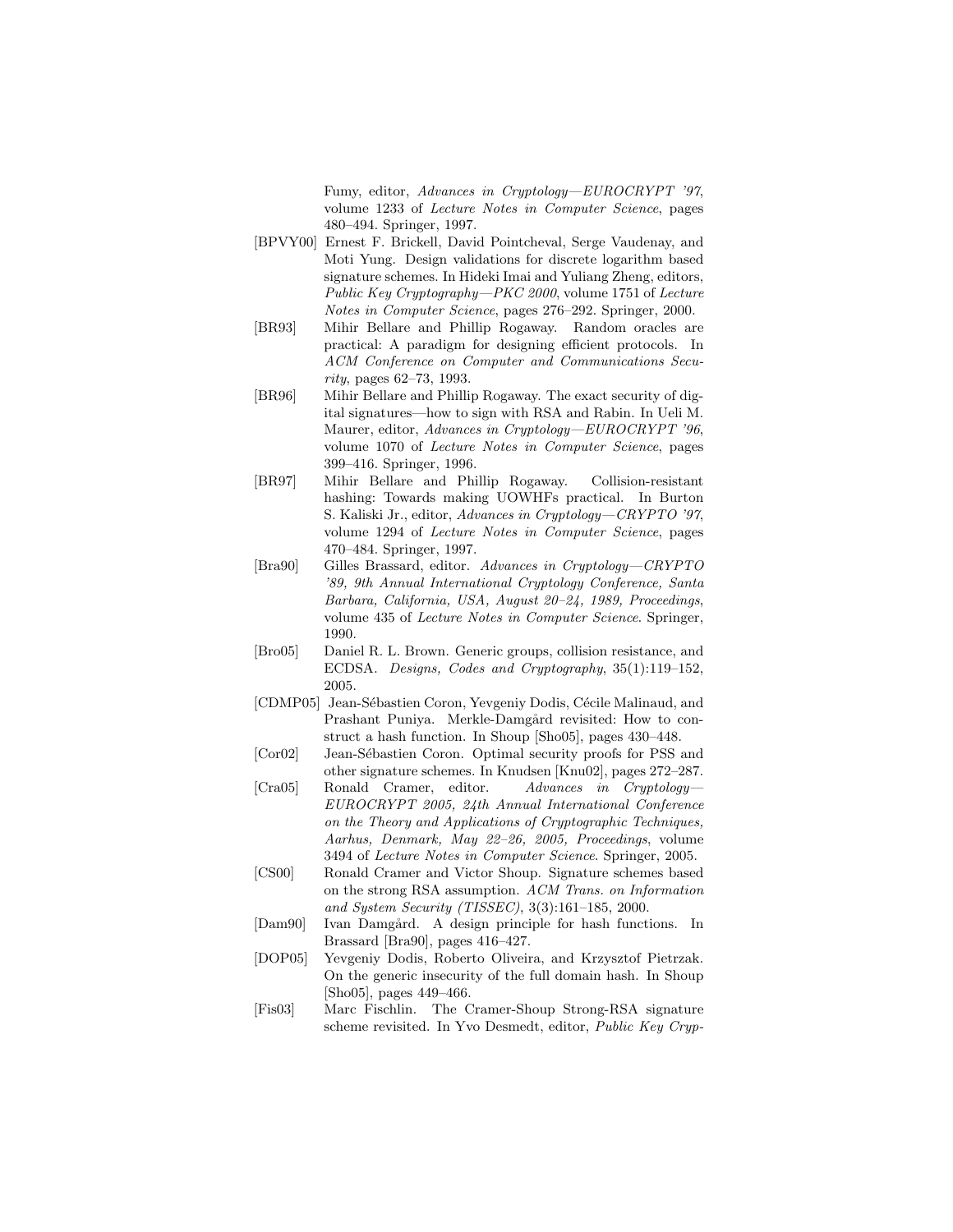Fumy, editor, *Advances in Cryptology—EUROCRYPT '97*, volume 1233 of *Lecture Notes in Computer Science*, pages 480–494. Springer, 1997.

[BPVY00] Ernest F. Brickell, David Pointcheval, Serge Vaudenay, and Moti Yung. Design validations for discrete logarithm based signature schemes. In Hideki Imai and Yuliang Zheng, editors, *Public Key Cryptography—PKC 2000*, volume 1751 of *Lecture Notes in Computer Science*, pages 276–292. Springer, 2000.

[BR93] Mihir Bellare and Phillip Rogaway. Random oracles are practical: A paradigm for designing efficient protocols. In *ACM Conference on Computer and Communications Security*, pages 62–73, 1993.

[BR96] Mihir Bellare and Phillip Rogaway. The exact security of digital signatures—how to sign with RSA and Rabin. In Ueli M. Maurer, editor, *Advances in Cryptology—EUROCRYPT '96*, volume 1070 of *Lecture Notes in Computer Science*, pages 399–416. Springer, 1996.

[BR97] Mihir Bellare and Phillip Rogaway. Collision-resistant hashing: Towards making UOWHFs practical. In Burton S. Kaliski Jr., editor, *Advances in Cryptology—CRYPTO '97*, volume 1294 of *Lecture Notes in Computer Science*, pages 470–484. Springer, 1997.

[Bra90] Gilles Brassard, editor. *Advances in Cryptology—CRYPTO '89, 9th Annual International Cryptology Conference, Santa Barbara, California, USA, August 20–24, 1989, Proceedings*, volume 435 of *Lecture Notes in Computer Science*. Springer, 1990.

[Bro05] Daniel R. L. Brown. Generic groups, collision resistance, and ECDSA. *Designs, Codes and Cryptography*, 35(1):119–152, 2005.

[CDMP05] Jean-Sébastien Coron, Yevgeniy Dodis, Cécile Malinaud, and Prashant Puniya. Merkle-Damgård revisited: How to construct a hash function. In Shoup [Sho05], pages 430–448.

[Cor02] Jean-Sébastien Coron. Optimal security proofs for PSS and other signature schemes. In Knudsen [Knu02], pages 272–287.

[Cra05] Ronald Cramer, editor. *Advances in Cryptology—EUROCRYPT 2005, 24th Annual International Conference on the Theory and Applications of Cryptographic Techniques, Aarhus, Denmark, May 22–26, 2005, Proceedings*, volume 3494 of *Lecture Notes in Computer Science*. Springer, 2005.

[CS00] Ronald Cramer and Victor Shoup. Signature schemes based on the strong RSA assumption. *ACM Trans. on Information and System Security (TISSEC)*, 3(3):161–185, 2000.

[Dam90] Ivan Damgård. A design principle for hash functions. In Brassard [Bra90], pages 416–427.

[DOP05] Yevgeniy Dodis, Roberto Oliveira, and Krzysztof Pietrzak. On the generic insecurity of the full domain hash. In Shoup [Sho05], pages 449–466.

[Fis03] Marc Fischlin. The Cramer-Shoup Strong-RSA signature scheme revisited. In Yvo Desmedt, editor, *Public Key Cryp-*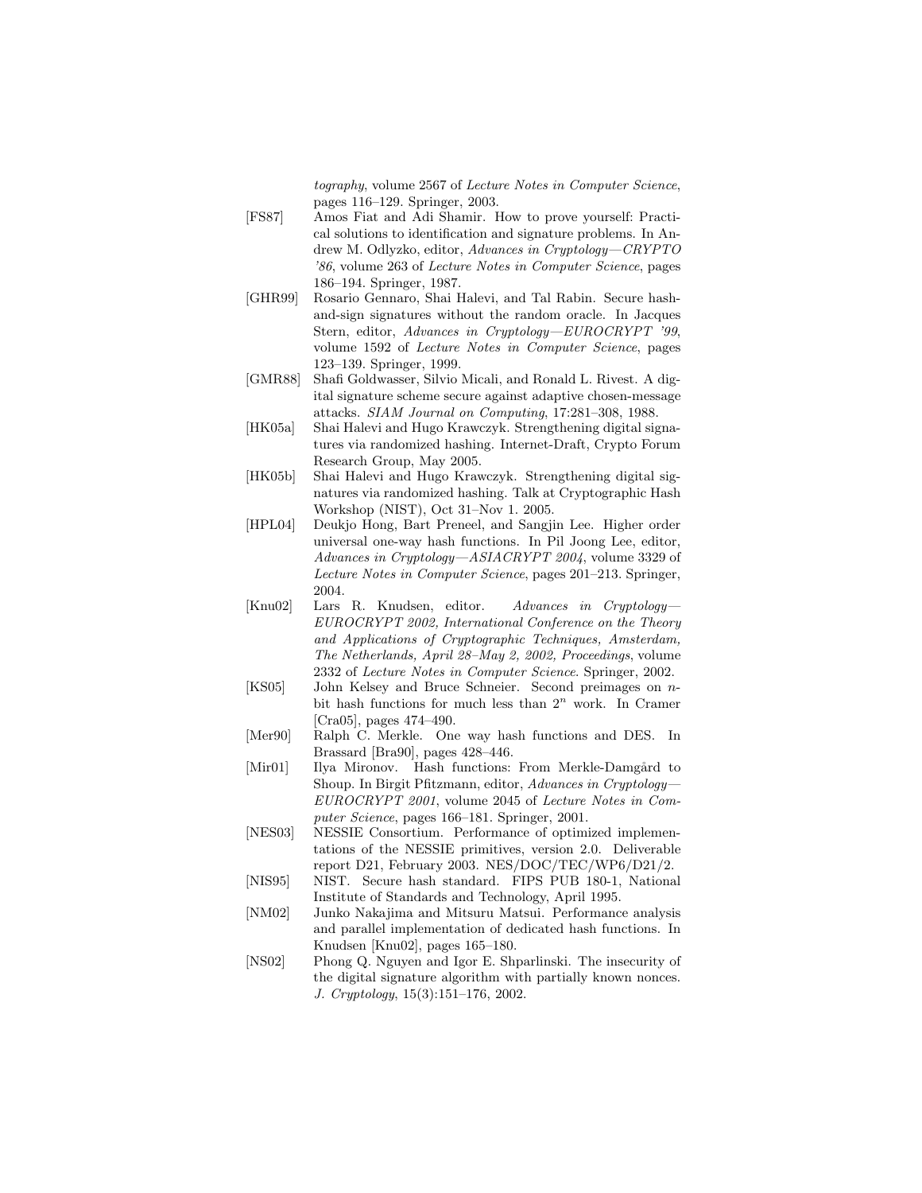*tography*, volume 2567 of *Lecture Notes in Computer Science*, pages 116–129. Springer, 2003.

[FS87] Amos Fiat and Adi Shamir. How to prove yourself: Practical solutions to identification and signature problems. In Andrew M. Odlyzko, editor, *Advances in Cryptology—CRYPTO '86*, volume 263 of *Lecture Notes in Computer Science*, pages 186–194. Springer, 1987.

[GHR99] Rosario Gennaro, Shai Halevi, and Tal Rabin. Secure hash-and-sign signatures without the random oracle. In Jacques Stern, editor, *Advances in Cryptology—EUROCRYPT '99*, volume 1592 of *Lecture Notes in Computer Science*, pages 123–139. Springer, 1999.

[GMR88] Shafi Goldwasser, Silvio Micali, and Ronald L. Rivest. A digital signature scheme secure against adaptive chosen-message attacks. *SIAM Journal on Computing*, 17:281–308, 1988.

[HK05a] Shai Halevi and Hugo Krawczyk. Strengthening digital signatures via randomized hashing. Internet-Draft, Crypto Forum Research Group, May 2005.

[HK05b] Shai Halevi and Hugo Krawczyk. Strengthening digital signatures via randomized hashing. Talk at Cryptographic Hash Workshop (NIST), Oct 31–Nov 1. 2005.

[HPL04] Deukjo Hong, Bart Preneel, and Sangjin Lee. Higher order universal one-way hash functions. In Pil Joong Lee, editor, *Advances in Cryptology—ASIACRYPT 2004*, volume 3329 of *Lecture Notes in Computer Science*, pages 201–213. Springer, 2004.

[Knu02] Lars R. Knudsen, editor. *Advances in Cryptology—EUROCRYPT 2002, International Conference on the Theory and Applications of Cryptographic Techniques, Amsterdam, The Netherlands, April 28–May 2, 2002, Proceedings*, volume 2332 of *Lecture Notes in Computer Science*. Springer, 2002.

[KS05] John Kelsey and Bruce Schneier. Second preimages on $n$-bit hash functions for much less than $2^n$ work. In Cramer [Cra05], pages 474–490.

[Mer90] Ralph C. Merkle. One way hash functions and DES. In Brassard [Bra90], pages 428–446.

[Mir01] Ilya Mironov. Hash functions: From Merkle-Damgård to Shoup. In Birgit Pfitzmann, editor, *Advances in Cryptology—EUROCRYPT 2001*, volume 2045 of *Lecture Notes in Computer Science*, pages 166–181. Springer, 2001.

[NES03] NESSIE Consortium. Performance of optimized implementations of the NESSIE primitives, version 2.0. Deliverable report D21, February 2003. NES/DOC/TEC/WP6/D21/2.

[NIS95] NIST. Secure hash standard. FIPS PUB 180-1, National Institute of Standards and Technology, April 1995.

[NM02] Junko Nakajima and Mitsuru Matsui. Performance analysis and parallel implementation of dedicated hash functions. In Knudsen [Knu02], pages 165–180.

[NS02] Phong Q. Nguyen and Igor E. Shparlinski. The insecurity of the digital signature algorithm with partially known nonces. *J. Cryptology*, 15(3):151–176, 2002.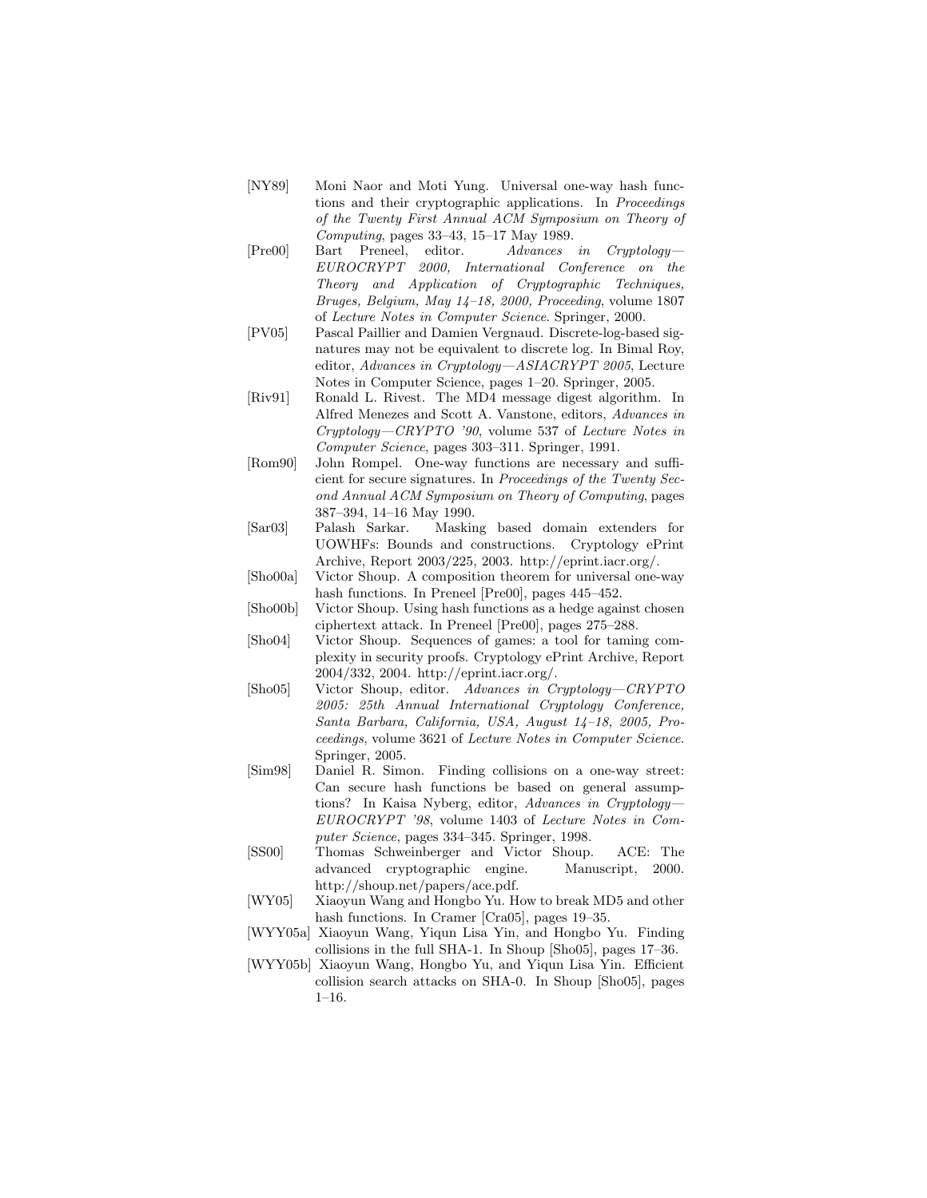[NY89] Moni Naor and Moti Yung. Universal one-way hash functions and their cryptographic applications. In *Proceedings of the Twenty First Annual ACM Symposium on Theory of Computing*, pages 33–43, 15–17 May 1989.

[Pre00] Bart Preneel, editor. *Advances in Cryptology—EUROCRYPT 2000, International Conference on the Theory and Application of Cryptographic Techniques, Bruges, Belgium, May 14–18, 2000, Proceeding*, volume 1807 of *Lecture Notes in Computer Science*. Springer, 2000.

[PV05] Pascal Paillier and Damien Vergnaud. Discrete-log-based signatures may not be equivalent to discrete log. In Bimal Roy, editor, *Advances in Cryptology—ASIACRYPT 2005*, Lecture Notes in Computer Science, pages 1–20. Springer, 2005.

[Riv91] Ronald L. Rivest. The MD4 message digest algorithm. In Alfred Menezes and Scott A. Vanstone, editors, *Advances in Cryptology—CRYPTO '90*, volume 537 of *Lecture Notes in Computer Science*, pages 303–311. Springer, 1991.

[Rom90] John Rompel. One-way functions are necessary and sufficient for secure signatures. In *Proceedings of the Twenty Second Annual ACM Symposium on Theory of Computing*, pages 387–394, 14–16 May 1990.

[Sar03] Palash Sarkar. Masking based domain extenders for UOWHFs: Bounds and constructions. Cryptology ePrint Archive, Report 2003/225, 2003. http://eprint.iacr.org/.

[Sho00a] Victor Shoup. A composition theorem for universal one-way hash functions. In Preneel [Pre00], pages 445–452.

[Sho00b] Victor Shoup. Using hash functions as a hedge against chosen ciphertext attack. In Preneel [Pre00], pages 275–288.

[Sho04] Victor Shoup. Sequences of games: a tool for taming complexity in security proofs. Cryptology ePrint Archive, Report 2004/332, 2004. http://eprint.iacr.org/.

[Sho05] Victor Shoup, editor. *Advances in Cryptology—CRYPTO 2005: 25th Annual International Cryptology Conference, Santa Barbara, California, USA, August 14–18, 2005, Proceedings*, volume 3621 of *Lecture Notes in Computer Science*. Springer, 2005.

[Sim98] Daniel R. Simon. Finding collisions on a one-way street: Can secure hash functions be based on general assumptions? In Kaisa Nyberg, editor, *Advances in Cryptology—EUROCRYPT '98*, volume 1403 of *Lecture Notes in Computer Science*, pages 334–345. Springer, 1998.

[SS00] Thomas Schweinberger and Victor Shoup. ACE: The advanced cryptographic engine. Manuscript, 2000. http://shoup.net/papers/ace.pdf.

[WY05] Xiaoyun Wang and Hongbo Yu. How to break MD5 and other hash functions. In Cramer [Cra05], pages 19–35.

[WYY05a] Xiaoyun Wang, Yiqun Lisa Yin, and Hongbo Yu. Finding collisions in the full SHA-1. In Shoup [Sho05], pages 17–36.

[WYY05b] Xiaoyun Wang, Hongbo Yu, and Yiqun Lisa Yin. Efficient collision search attacks on SHA-0. In Shoup [Sho05], pages 1–16.